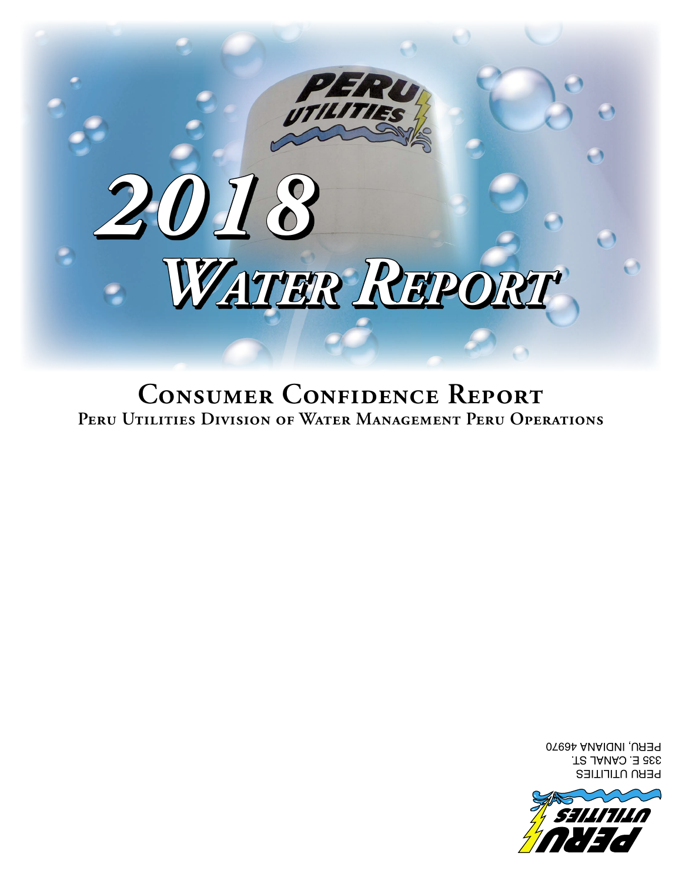# 2018 Water Report

## Consumer Confidence Report

### Peru Utilities Division of Water Management Peru Operations

PERU UTILITIES
335 E. CANAL ST.
PERU, INDIANA 46970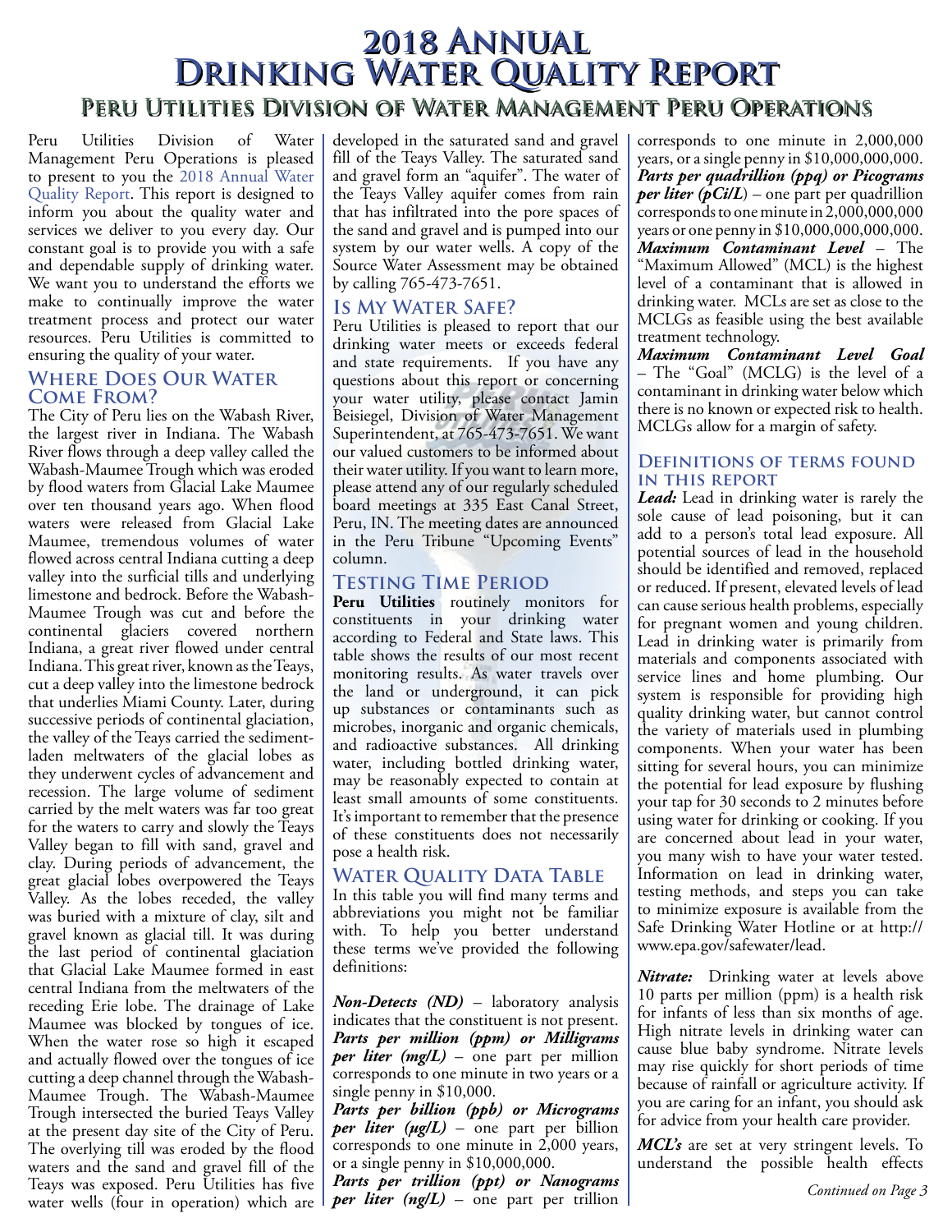# 2018 Annual Drinking Water Quality Report

## Peru Utilities Division of Water Management Peru Operations

Peru Utilities Division of Water Management Peru Operations is pleased to present to you the 2018 Annual Water Quality Report. This report is designed to inform you about the quality water and services we deliver to you every day. Our constant goal is to provide you with a safe and dependable supply of drinking water. We want you to understand the efforts we make to continually improve the water treatment process and protect our water resources. Peru Utilities is committed to ensuring the quality of your water.

### Where Does Our Water Come From?

The City of Peru lies on the Wabash River, the largest river in Indiana. The Wabash River flows through a deep valley called the Wabash-Maumee Trough which was eroded by flood waters from Glacial Lake Maumee over ten thousand years ago. When flood waters were released from Glacial Lake Maumee, tremendous volumes of water flowed across central Indiana cutting a deep valley into the surficial tills and underlying limestone and bedrock. Before the Wabash-Maumee Trough was cut and before the continental glaciers covered northern Indiana, a great river flowed under central Indiana. This great river, known as the Teays, cut a deep valley into the limestone bedrock that underlies Miami County. Later, during successive periods of continental glaciation, the valley of the Teays carried the sediment-laden meltwaters of the glacial lobes as they underwent cycles of advancement and recession. The large volume of sediment carried by the melt waters was far too great for the waters to carry and slowly the Teays Valley began to fill with sand, gravel and clay. During periods of advancement, the great glacial lobes overpowered the Teays Valley. As the lobes receded, the valley was buried with a mixture of clay, silt and gravel known as glacial till. It was during the last period of continental glaciation that Glacial Lake Maumee formed in east central Indiana from the meltwaters of the receding Erie lobe. The drainage of Lake Maumee was blocked by tongues of ice. When the water rose so high it escaped and actually flowed over the tongues of ice cutting a deep channel through the Wabash-Maumee Trough. The Wabash-Maumee Trough intersected the buried Teays Valley at the present day site of the City of Peru. The overlying till was eroded by the flood waters and the sand and gravel fill of the Teays was exposed. Peru Utilities has five water wells (four in operation) which are developed in the saturated sand and gravel fill of the Teays Valley. The saturated sand and gravel form an "aquifer". The water of the Teays Valley aquifer comes from rain that has infiltrated into the pore spaces of the sand and gravel and is pumped into our system by our water wells. A copy of the Source Water Assessment may be obtained by calling 765-473-7651.

### Is My Water Safe?

Peru Utilities is pleased to report that our drinking water meets or exceeds federal and state requirements. If you have any questions about this report or concerning your water utility, please contact Jamin Beisiegel, Division of Water Management Superintendent, at 765-473-7651. We want our valued customers to be informed about their water utility. If you want to learn more, please attend any of our regularly scheduled board meetings at 335 East Canal Street, Peru, IN. The meeting dates are announced in the Peru Tribune "Upcoming Events" column.

### Testing Time Period

**Peru Utilities** routinely monitors for constituents in your drinking water according to Federal and State laws. This table shows the results of our most recent monitoring results. As water travels over the land or underground, it can pick up substances or contaminants such as microbes, inorganic and organic chemicals, and radioactive substances. All drinking water, including bottled drinking water, may be reasonably expected to contain at least small amounts of some constituents. It's important to remember that the presence of these constituents does not necessarily pose a health risk.

### Water Quality Data Table

In this table you will find many terms and abbreviations you might not be familiar with. To help you better understand these terms we've provided the following definitions:

***Non-Detects (ND)*** – laboratory analysis indicates that the constituent is not present.
***Parts per million (ppm) or Milligrams per liter (mg/L)*** – one part per million corresponds to one minute in two years or a single penny in $10,000.
***Parts per billion (ppb) or Micrograms per liter (µg/L)*** – one part per billion corresponds to one minute in 2,000 years, or a single penny in $10,000,000.
***Parts per trillion (ppt) or Nanograms per liter (ng/L)*** – one part per trillion corresponds to one minute in 2,000,000 years, or a single penny in $10,000,000,000.
***Parts per quadrillion (ppq) or Picograms per liter (pCi/L)*** – one part per quadrillion corresponds to one minute in 2,000,000,000 years or one penny in $10,000,000,000,000.
***Maximum Contaminant Level*** – The "Maximum Allowed" (MCL) is the highest level of a contaminant that is allowed in drinking water. MCLs are set as close to the MCLGs as feasible using the best available treatment technology.
***Maximum Contaminant Level Goal*** – The "Goal" (MCLG) is the level of a contaminant in drinking water below which there is no known or expected risk to health. MCLGs allow for a margin of safety.

### Definitions of terms found in this report

***Lead:*** Lead in drinking water is rarely the sole cause of lead poisoning, but it can add to a person's total lead exposure. All potential sources of lead in the household should be identified and removed, replaced or reduced. If present, elevated levels of lead can cause serious health problems, especially for pregnant women and young children. Lead in drinking water is primarily from materials and components associated with service lines and home plumbing. Our system is responsible for providing high quality drinking water, but cannot control the variety of materials used in plumbing components. When your water has been sitting for several hours, you can minimize the potential for lead exposure by flushing your tap for 30 seconds to 2 minutes before using water for drinking or cooking. If you are concerned about lead in your water, you many wish to have your water tested. Information on lead in drinking water, testing methods, and steps you can take to minimize exposure is available from the Safe Drinking Water Hotline or at http://www.epa.gov/safewater/lead.

***Nitrate:*** Drinking water at levels above 10 parts per million (ppm) is a health risk for infants of less than six months of age. High nitrate levels in drinking water can cause blue baby syndrome. Nitrate levels may rise quickly for short periods of time because of rainfall or agriculture activity. If you are caring for an infant, you should ask for advice from your health care provider.

***MCL's*** are set at very stringent levels. To understand the possible health effects

*Continued on Page 3*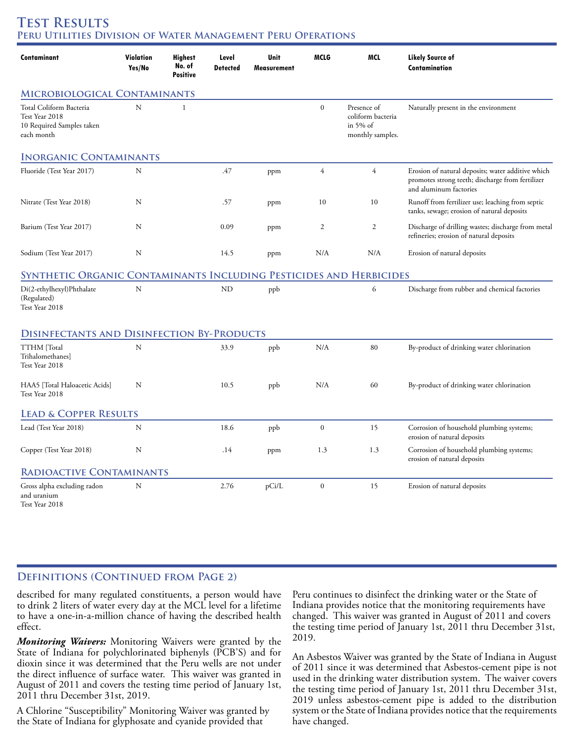# Test Results

## Peru Utilities Division of Water Management Peru Operations

| Contaminant | Violation Yes/No | Highest No. of Positive | Level Detected | Unit Measurement | MCLG | MCL | Likely Source of Contamination |
|---|---|---|---|---|---|---|---|
| **Microbiological Contaminants** | | | | | | | |
| Total Coliform Bacteria Test Year 2018 10 Required Samples taken each month | N | 1 | | | 0 | Presence of coliform bacteria in 5% of monthly samples. | Naturally present in the environment |
| **Inorganic Contaminants** | | | | | | | |
| Fluoride (Test Year 2017) | N | | .47 | ppm | 4 | 4 | Erosion of natural deposits; water additive which promotes strong teeth; discharge from fertilizer and aluminum factories |
| Nitrate (Test Year 2018) | N | | .57 | ppm | 10 | 10 | Runoff from fertilizer use; leaching from septic tanks, sewage; erosion of natural deposits |
| Barium (Test Year 2017) | N | | 0.09 | ppm | 2 | 2 | Discharge of drilling wastes; discharge from metal refineries; erosion of natural deposits |
| Sodium (Test Year 2017) | N | | 14.5 | ppm | N/A | N/A | Erosion of natural deposits |
| **Synthetic Organic Contaminants Including Pesticides and Herbicides** | | | | | | | |
| Di(2-ethylhexyl)Phthalate (Regulated) Test Year 2018 | N | | ND | ppb | | 6 | Discharge from rubber and chemical factories |
| **Disinfectants and Disinfection By-Products** | | | | | | | |
| TTHM [Total Trihalomethanes] Test Year 2018 | N | | 33.9 | ppb | N/A | 80 | By-product of drinking water chlorination |
| HAA5 [Total Haloacetic Acids] Test Year 2018 | N | | 10.5 | ppb | N/A | 60 | By-product of drinking water chlorination |
| **Lead & Copper Results** | | | | | | | |
| Lead (Test Year 2018) | N | | 18.6 | ppb | 0 | 15 | Corrosion of household plumbing systems; erosion of natural deposits |
| Copper (Test Year 2018) | N | | .14 | ppm | 1.3 | 1.3 | Corrosion of household plumbing systems; erosion of natural deposits |
| **Radioactive Contaminants** | | | | | | | |
| Gross alpha excluding radon and uranium Test Year 2018 | N | | 2.76 | pCi/L | 0 | 15 | Erosion of natural deposits |

## Definitions (Continued from Page 2)

described for many regulated constituents, a person would have to drink 2 liters of water every day at the MCL level for a lifetime to have a one-in-a-million chance of having the described health effect.

***Monitoring Waivers:*** Monitoring Waivers were granted by the State of Indiana for polychlorinated biphenyls (PCB'S) and for dioxin since it was determined that the Peru wells are not under the direct influence of surface water. This waiver was granted in August of 2011 and covers the testing time period of January 1st, 2011 thru December 31st, 2019.

A Chlorine "Susceptibility" Monitoring Waiver was granted by the State of Indiana for glyphosate and cyanide provided that Peru continues to disinfect the drinking water or the State of Indiana provides notice that the monitoring requirements have changed. This waiver was granted in August of 2011 and covers the testing time period of January 1st, 2011 thru December 31st, 2019.

An Asbestos Waiver was granted by the State of Indiana in August of 2011 since it was determined that Asbestos-cement pipe is not used in the drinking water distribution system. The waiver covers the testing time period of January 1st, 2011 thru December 31st, 2019 unless asbestos-cement pipe is added to the distribution system or the State of Indiana provides notice that the requirements have changed.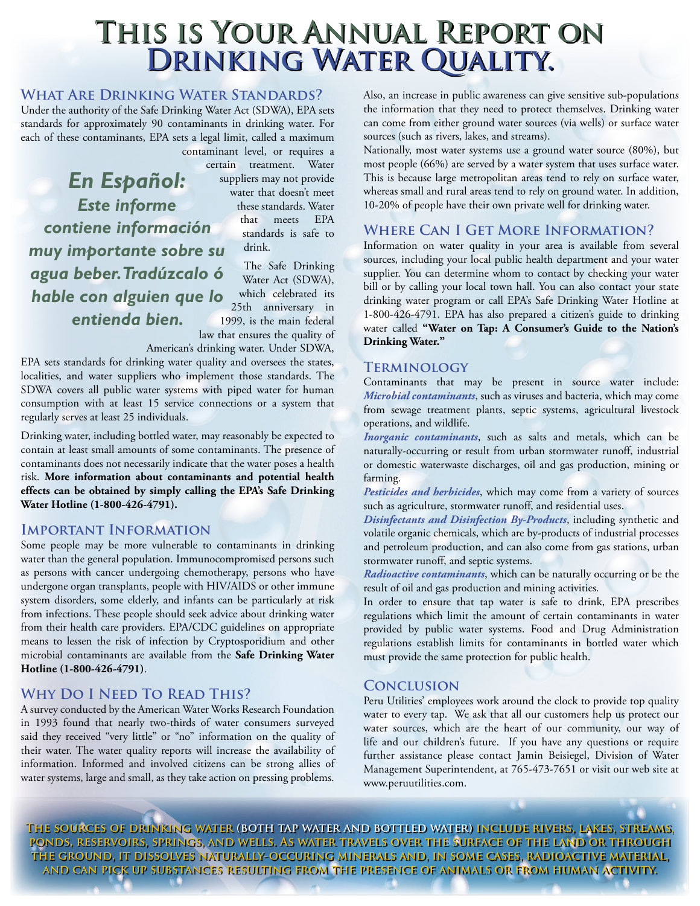# This is Your Annual Report on Drinking Water Quality.

## What Are Drinking Water Standards?

Under the authority of the Safe Drinking Water Act (SDWA), EPA sets standards for approximately 90 contaminants in drinking water. For each of these contaminants, EPA sets a legal limit, called a maximum contaminant level, or requires a certain treatment. Water suppliers may not provide water that doesn't meet these standards. Water that meets EPA standards is safe to drink.

***En Español:***
***Este informe contiene información muy importante sobre su agua beber. Tradúzcalo ó hable con alguien que lo entienda bien.***

The Safe Drinking Water Act (SDWA), which celebrated its 25th anniversary in 1999, is the main federal law that ensures the quality of American's drinking water. Under SDWA, EPA sets standards for drinking water quality and oversees the states, localities, and water suppliers who implement those standards. The SDWA covers all public water systems with piped water for human consumption with at least 15 service connections or a system that regularly serves at least 25 individuals.

Drinking water, including bottled water, may reasonably be expected to contain at least small amounts of some contaminants. The presence of contaminants does not necessarily indicate that the water poses a health risk. **More information about contaminants and potential health effects can be obtained by simply calling the EPA's Safe Drinking Water Hotline (1-800-426-4791).**

## Important Information

Some people may be more vulnerable to contaminants in drinking water than the general population. Immunocompromised persons such as persons with cancer undergoing chemotherapy, persons who have undergone organ transplants, people with HIV/AIDS or other immune system disorders, some elderly, and infants can be particularly at risk from infections. These people should seek advice about drinking water from their health care providers. EPA/CDC guidelines on appropriate means to lessen the risk of infection by Cryptosporidium and other microbial contaminants are available from the **Safe Drinking Water Hotline (1-800-426-4791)**.

## Why Do I Need To Read This?

A survey conducted by the American Water Works Research Foundation in 1993 found that nearly two-thirds of water consumers surveyed said they received "very little" or "no" information on the quality of their water. The water quality reports will increase the availability of information. Informed and involved citizens can be strong allies of water systems, large and small, as they take action on pressing problems. Also, an increase in public awareness can give sensitive sub-populations the information that they need to protect themselves. Drinking water can come from either ground water sources (via wells) or surface water sources (such as rivers, lakes, and streams).

Nationally, most water systems use a ground water source (80%), but most people (66%) are served by a water system that uses surface water. This is because large metropolitan areas tend to rely on surface water, whereas small and rural areas tend to rely on ground water. In addition, 10-20% of people have their own private well for drinking water.

## Where Can I Get More Information?

Information on water quality in your area is available from several sources, including your local public health department and your water supplier. You can determine whom to contact by checking your water bill or by calling your local town hall. You can also contact your state drinking water program or call EPA's Safe Drinking Water Hotline at 1-800-426-4791. EPA has also prepared a citizen's guide to drinking water called **"Water on Tap: A Consumer's Guide to the Nation's Drinking Water."**

## Terminology

Contaminants that may be present in source water include:

***Microbial contaminants***, such as viruses and bacteria, which may come from sewage treatment plants, septic systems, agricultural livestock operations, and wildlife.

***Inorganic contaminants***, such as salts and metals, which can be naturally-occurring or result from urban stormwater runoff, industrial or domestic waterwaste discharges, oil and gas production, mining or farming.

***Pesticides and herbicides***, which may come from a variety of sources such as agriculture, stormwater runoff, and residential uses.

***Disinfectants and Disinfection By-Products***, including synthetic and volatile organic chemicals, which are by-products of industrial processes and petroleum production, and can also come from gas stations, urban stormwater runoff, and septic systems.

***Radioactive contaminants***, which can be naturally occurring or be the result of oil and gas production and mining activities.

In order to ensure that tap water is safe to drink, EPA prescribes regulations which limit the amount of certain contaminants in water provided by public water systems. Food and Drug Administration regulations establish limits for contaminants in bottled water which must provide the same protection for public health.

## Conclusion

Peru Utilities' employees work around the clock to provide top quality water to every tap. We ask that all our customers help us protect our water sources, which are the heart of our community, our way of life and our children's future. If you have any questions or require further assistance please contact Jamin Beisiegel, Division of Water Management Superintendent, at 765-473-7651 or visit our web site at www.peruutilities.com.

**The sources of drinking water (both tap water and bottled water) include rivers, lakes, streams, ponds, reservoirs, springs, and wells. As water travels over the surface of the land or through the ground, it dissolves naturally-occuring minerals and, in some cases, radioactive material, and can pick up substances resulting from the presence of animals or from human activity.**